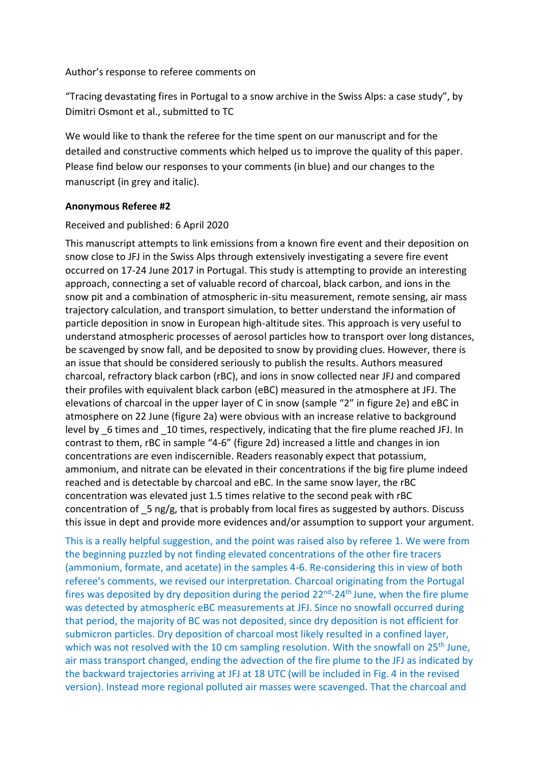Author's response to referee comments on

"Tracing devastating fires in Portugal to a snow archive in the Swiss Alps: a case study", by Dimitri Osmont et al., submitted to TC

We would like to thank the referee for the time spent on our manuscript and for the detailed and constructive comments which helped us to improve the quality of this paper. Please find below our responses to your comments (in blue) and our changes to the manuscript (in grey and italic).

**Anonymous Referee #2**

Received and published: 6 April 2020

This manuscript attempts to link emissions from a known fire event and their deposition on snow close to JFJ in the Swiss Alps through extensively investigating a severe fire event occurred on 17-24 June 2017 in Portugal. This study is attempting to provide an interesting approach, connecting a set of valuable record of charcoal, black carbon, and ions in the snow pit and a combination of atmospheric in-situ measurement, remote sensing, air mass trajectory calculation, and transport simulation, to better understand the information of particle deposition in snow in European high-altitude sites. This approach is very useful to understand atmospheric processes of aerosol particles how to transport over long distances, be scavenged by snow fall, and be deposited to snow by providing clues. However, there is an issue that should be considered seriously to publish the results. Authors measured charcoal, refractory black carbon (rBC), and ions in snow collected near JFJ and compared their profiles with equivalent black carbon (eBC) measured in the atmosphere at JFJ. The elevations of charcoal in the upper layer of C in snow (sample "2" in figure 2e) and eBC in atmosphere on 22 June (figure 2a) were obvious with an increase relative to background level by _6 times and _10 times, respectively, indicating that the fire plume reached JFJ. In contrast to them, rBC in sample "4-6" (figure 2d) increased a little and changes in ion concentrations are even indiscernible. Readers reasonably expect that potassium, ammonium, and nitrate can be elevated in their concentrations if the big fire plume indeed reached and is detectable by charcoal and eBC. In the same snow layer, the rBC concentration was elevated just 1.5 times relative to the second peak with rBC concentration of _5 ng/g, that is probably from local fires as suggested by authors. Discuss this issue in dept and provide more evidences and/or assumption to support your argument.

This is a really helpful suggestion, and the point was raised also by referee 1. We were from the beginning puzzled by not finding elevated concentrations of the other fire tracers (ammonium, formate, and acetate) in the samples 4-6. Re-considering this in view of both referee's comments, we revised our interpretation. Charcoal originating from the Portugal fires was deposited by dry deposition during the period 22nd-24th June, when the fire plume was detected by atmospheric eBC measurements at JFJ. Since no snowfall occurred during that period, the majority of BC was not deposited, since dry deposition is not efficient for submicron particles. Dry deposition of charcoal most likely resulted in a confined layer, which was not resolved with the 10 cm sampling resolution. With the snowfall on 25th June, air mass transport changed, ending the advection of the fire plume to the JFJ as indicated by the backward trajectories arriving at JFJ at 18 UTC (will be included in Fig. 4 in the revised version). Instead more regional polluted air masses were scavenged. That the charcoal and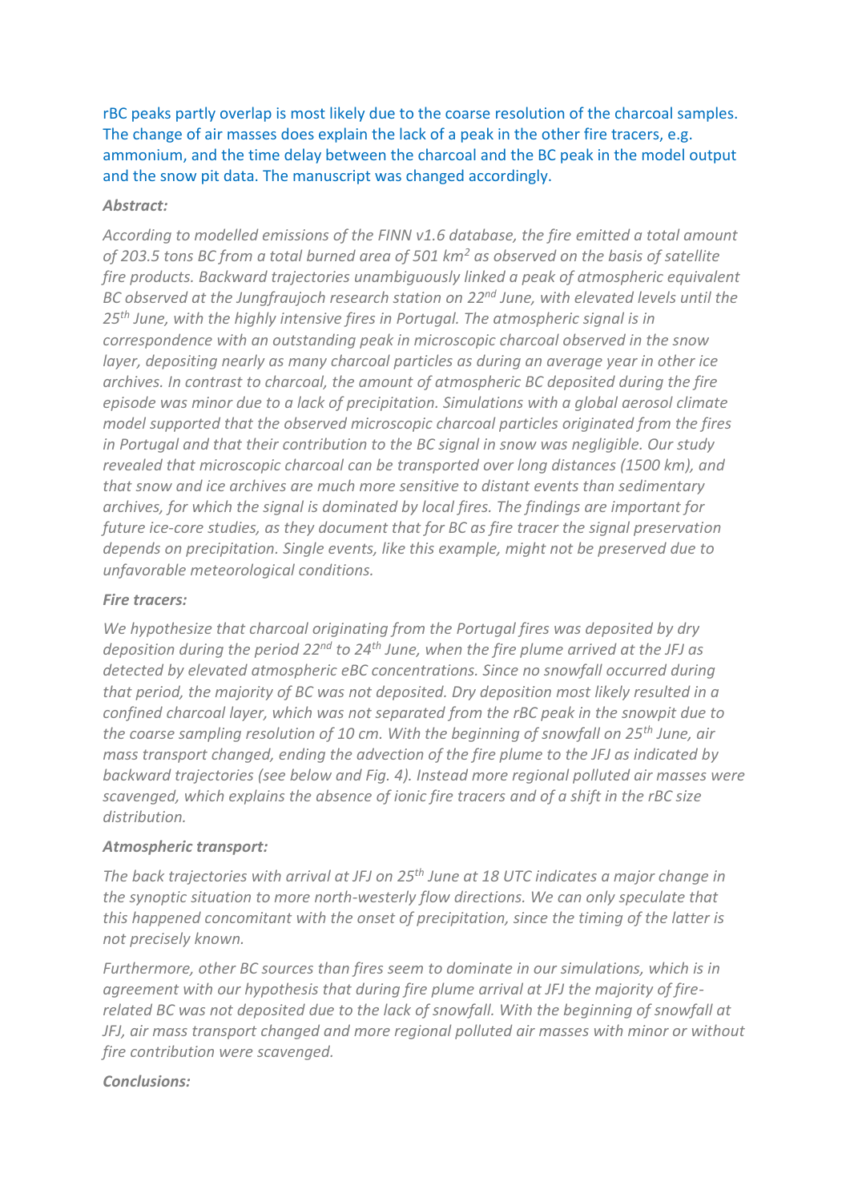rBC peaks partly overlap is most likely due to the coarse resolution of the charcoal samples. The change of air masses does explain the lack of a peak in the other fire tracers, e.g. ammonium, and the time delay between the charcoal and the BC peak in the model output and the snow pit data. The manuscript was changed accordingly.

***Abstract:***

*According to modelled emissions of the FINN v1.6 database, the fire emitted a total amount of 203.5 tons BC from a total burned area of 501 km$^2$ as observed on the basis of satellite fire products. Backward trajectories unambiguously linked a peak of atmospheric equivalent BC observed at the Jungfraujoch research station on 22$^{nd}$ June, with elevated levels until the 25$^{th}$ June, with the highly intensive fires in Portugal. The atmospheric signal is in correspondence with an outstanding peak in microscopic charcoal observed in the snow layer, depositing nearly as many charcoal particles as during an average year in other ice archives. In contrast to charcoal, the amount of atmospheric BC deposited during the fire episode was minor due to a lack of precipitation. Simulations with a global aerosol climate model supported that the observed microscopic charcoal particles originated from the fires in Portugal and that their contribution to the BC signal in snow was negligible. Our study revealed that microscopic charcoal can be transported over long distances (1500 km), and that snow and ice archives are much more sensitive to distant events than sedimentary archives, for which the signal is dominated by local fires. The findings are important for future ice-core studies, as they document that for BC as fire tracer the signal preservation depends on precipitation. Single events, like this example, might not be preserved due to unfavorable meteorological conditions.*

***Fire tracers:***

*We hypothesize that charcoal originating from the Portugal fires was deposited by dry deposition during the period 22$^{nd}$ to 24$^{th}$ June, when the fire plume arrived at the JFJ as detected by elevated atmospheric eBC concentrations. Since no snowfall occurred during that period, the majority of BC was not deposited. Dry deposition most likely resulted in a confined charcoal layer, which was not separated from the rBC peak in the snowpit due to the coarse sampling resolution of 10 cm. With the beginning of snowfall on 25$^{th}$ June, air mass transport changed, ending the advection of the fire plume to the JFJ as indicated by backward trajectories (see below and Fig. 4). Instead more regional polluted air masses were scavenged, which explains the absence of ionic fire tracers and of a shift in the rBC size distribution.*

***Atmospheric transport:***

*The back trajectories with arrival at JFJ on 25$^{th}$ June at 18 UTC indicates a major change in the synoptic situation to more north-westerly flow directions. We can only speculate that this happened concomitant with the onset of precipitation, since the timing of the latter is not precisely known.*

*Furthermore, other BC sources than fires seem to dominate in our simulations, which is in agreement with our hypothesis that during fire plume arrival at JFJ the majority of fire-related BC was not deposited due to the lack of snowfall. With the beginning of snowfall at JFJ, air mass transport changed and more regional polluted air masses with minor or without fire contribution were scavenged.*

***Conclusions:***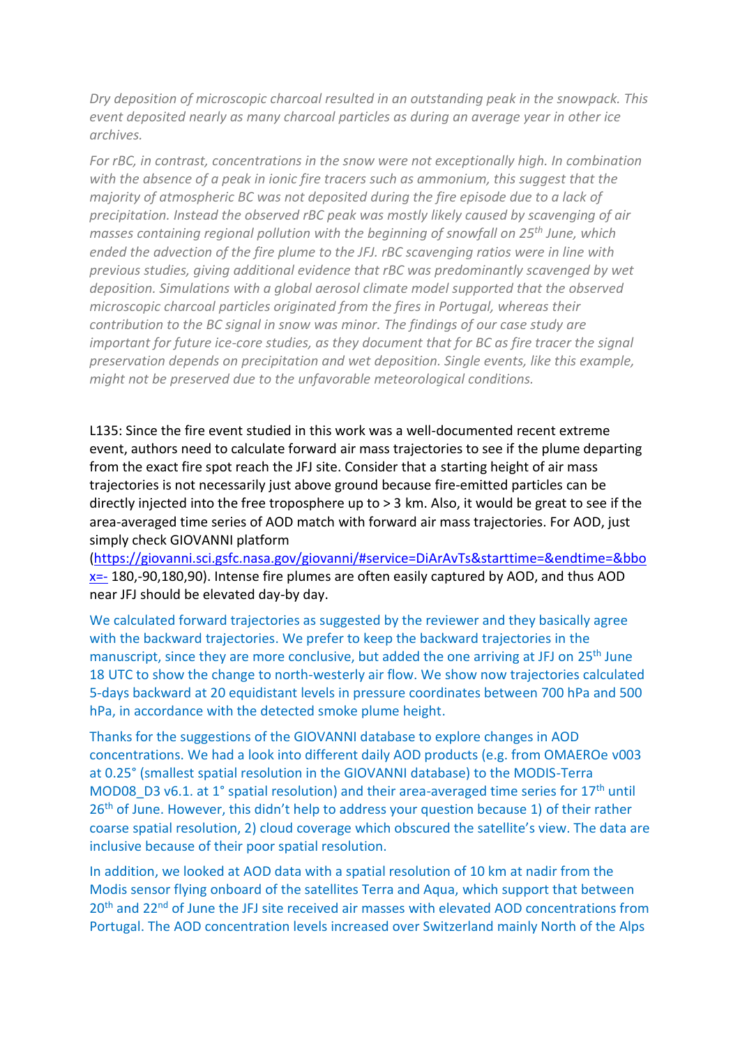*Dry deposition of microscopic charcoal resulted in an outstanding peak in the snowpack. This event deposited nearly as many charcoal particles as during an average year in other ice archives.*

*For rBC, in contrast, concentrations in the snow were not exceptionally high. In combination with the absence of a peak in ionic fire tracers such as ammonium, this suggest that the majority of atmospheric BC was not deposited during the fire episode due to a lack of precipitation. Instead the observed rBC peak was mostly likely caused by scavenging of air masses containing regional pollution with the beginning of snowfall on 25th June, which ended the advection of the fire plume to the JFJ. rBC scavenging ratios were in line with previous studies, giving additional evidence that rBC was predominantly scavenged by wet deposition. Simulations with a global aerosol climate model supported that the observed microscopic charcoal particles originated from the fires in Portugal, whereas their contribution to the BC signal in snow was minor. The findings of our case study are important for future ice-core studies, as they document that for BC as fire tracer the signal preservation depends on precipitation and wet deposition. Single events, like this example, might not be preserved due to the unfavorable meteorological conditions.*

L135: Since the fire event studied in this work was a well-documented recent extreme event, authors need to calculate forward air mass trajectories to see if the plume departing from the exact fire spot reach the JFJ site. Consider that a starting height of air mass trajectories is not necessarily just above ground because fire-emitted particles can be directly injected into the free troposphere up to > 3 km. Also, it would be great to see if the area-averaged time series of AOD match with forward air mass trajectories. For AOD, just simply check GIOVANNI platform (https://giovanni.gsfc.nasa.gov/giovanni/#service=DiArAvTs&starttime=&endtime=&bbox=- 180,-90,180,90). Intense fire plumes are often easily captured by AOD, and thus AOD near JFJ should be elevated day-by day.

We calculated forward trajectories as suggested by the reviewer and they basically agree with the backward trajectories. We prefer to keep the backward trajectories in the manuscript, since they are more conclusive, but added the one arriving at JFJ on 25th June 18 UTC to show the change to north-westerly air flow. We show now trajectories calculated 5-days backward at 20 equidistant levels in pressure coordinates between 700 hPa and 500 hPa, in accordance with the detected smoke plume height.

Thanks for the suggestions of the GIOVANNI database to explore changes in AOD concentrations. We had a look into different daily AOD products (e.g. from OMAEROe v003 at 0.25° (smallest spatial resolution in the GIOVANNI database) to the MODIS-Terra MOD08_D3 v6.1. at 1° spatial resolution) and their area-averaged time series for 17th until 26th of June. However, this didn't help to address your question because 1) of their rather coarse spatial resolution, 2) cloud coverage which obscured the satellite's view. The data are inclusive because of their poor spatial resolution.

In addition, we looked at AOD data with a spatial resolution of 10 km at nadir from the Modis sensor flying onboard of the satellites Terra and Aqua, which support that between 20th and 22nd of June the JFJ site received air masses with elevated AOD concentrations from Portugal. The AOD concentration levels increased over Switzerland mainly North of the Alps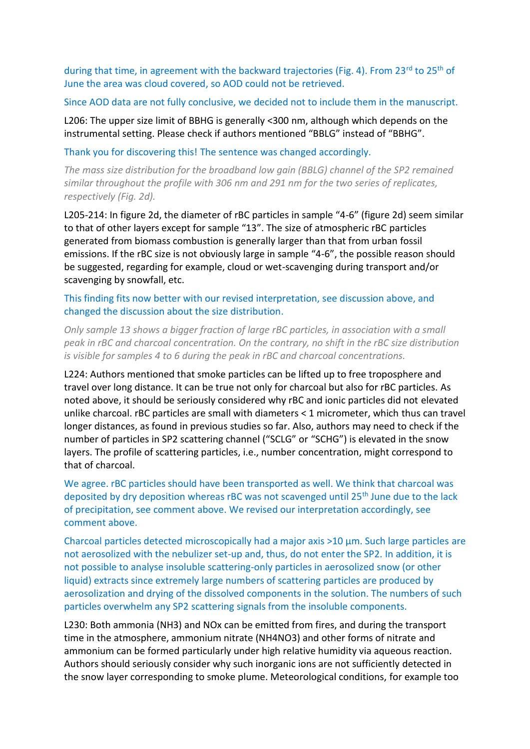during that time, in agreement with the backward trajectories (Fig. 4). From 23[rd] to 25[th] of June the area was cloud covered, so AOD could not be retrieved.

Since AOD data are not fully conclusive, we decided not to include them in the manuscript.

L206: The upper size limit of BBHG is generally <300 nm, although which depends on the instrumental setting. Please check if authors mentioned "BBLG" instead of "BBHG".

Thank you for discovering this! The sentence was changed accordingly.

*The mass size distribution for the broadband low gain (BBLG) channel of the SP2 remained similar throughout the profile with 306 nm and 291 nm for the two series of replicates, respectively (Fig. 2d).*

L205-214: In figure 2d, the diameter of rBC particles in sample "4-6" (figure 2d) seem similar to that of other layers except for sample "13". The size of atmospheric rBC particles generated from biomass combustion is generally larger than that from urban fossil emissions. If the rBC size is not obviously large in sample "4-6", the possible reason should be suggested, regarding for example, cloud or wet-scavenging during transport and/or scavenging by snowfall, etc.

This finding fits now better with our revised interpretation, see discussion above, and changed the discussion about the size distribution.

*Only sample 13 shows a bigger fraction of large rBC particles, in association with a small peak in rBC and charcoal concentration. On the contrary, no shift in the rBC size distribution is visible for samples 4 to 6 during the peak in rBC and charcoal concentrations.*

L224: Authors mentioned that smoke particles can be lifted up to free troposphere and travel over long distance. It can be true not only for charcoal but also for rBC particles. As noted above, it should be seriously considered why rBC and ionic particles did not elevated unlike charcoal. rBC particles are small with diameters < 1 micrometer, which thus can travel longer distances, as found in previous studies so far. Also, authors may need to check if the number of particles in SP2 scattering channel ("SCLG" or "SCHG") is elevated in the snow layers. The profile of scattering particles, i.e., number concentration, might correspond to that of charcoal.

We agree. rBC particles should have been transported as well. We think that charcoal was deposited by dry deposition whereas rBC was not scavenged until 25[th] June due to the lack of precipitation, see comment above. We revised our interpretation accordingly, see comment above.

Charcoal particles detected microscopically had a major axis >10 µm. Such large particles are not aerosolized with the nebulizer set-up and, thus, do not enter the SP2. In addition, it is not possible to analyse insoluble scattering-only particles in aerosolized snow (or other liquid) extracts since extremely large numbers of scattering particles are produced by aerosolization and drying of the dissolved components in the solution. The numbers of such particles overwhelm any SP2 scattering signals from the insoluble components.

L230: Both ammonia ($NH_3$) and NOx can be emitted from fires, and during the transport time in the atmosphere, ammonium nitrate ($NH_4NO_3$) and other forms of nitrate and ammonium can be formed particularly under high relative humidity via aqueous reaction. Authors should seriously consider why such inorganic ions are not sufficiently detected in the snow layer corresponding to smoke plume. Meteorological conditions, for example too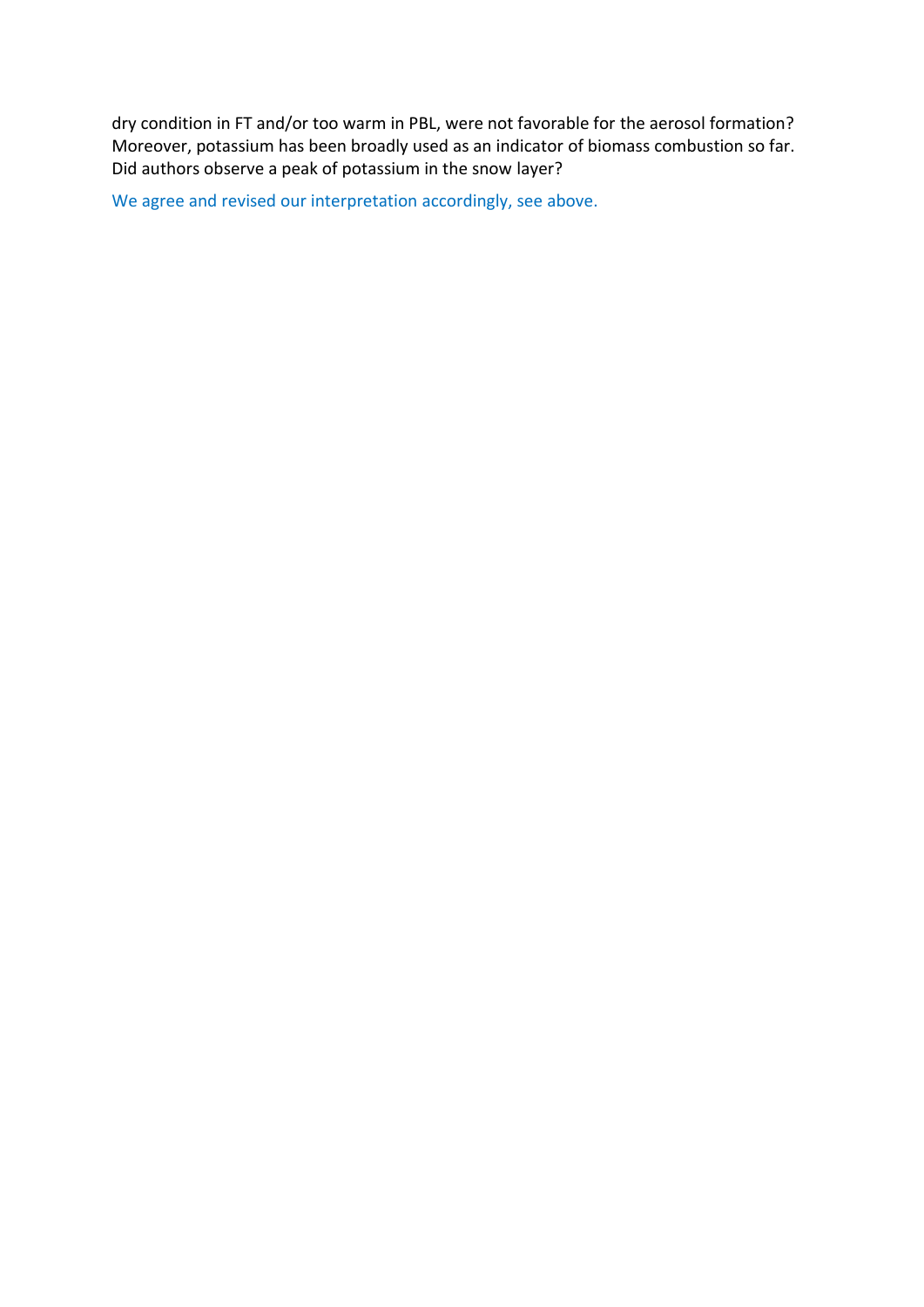dry condition in FT and/or too warm in PBL, were not favorable for the aerosol formation? Moreover, potassium has been broadly used as an indicator of biomass combustion so far. Did authors observe a peak of potassium in the snow layer?

We agree and revised our interpretation accordingly, see above.